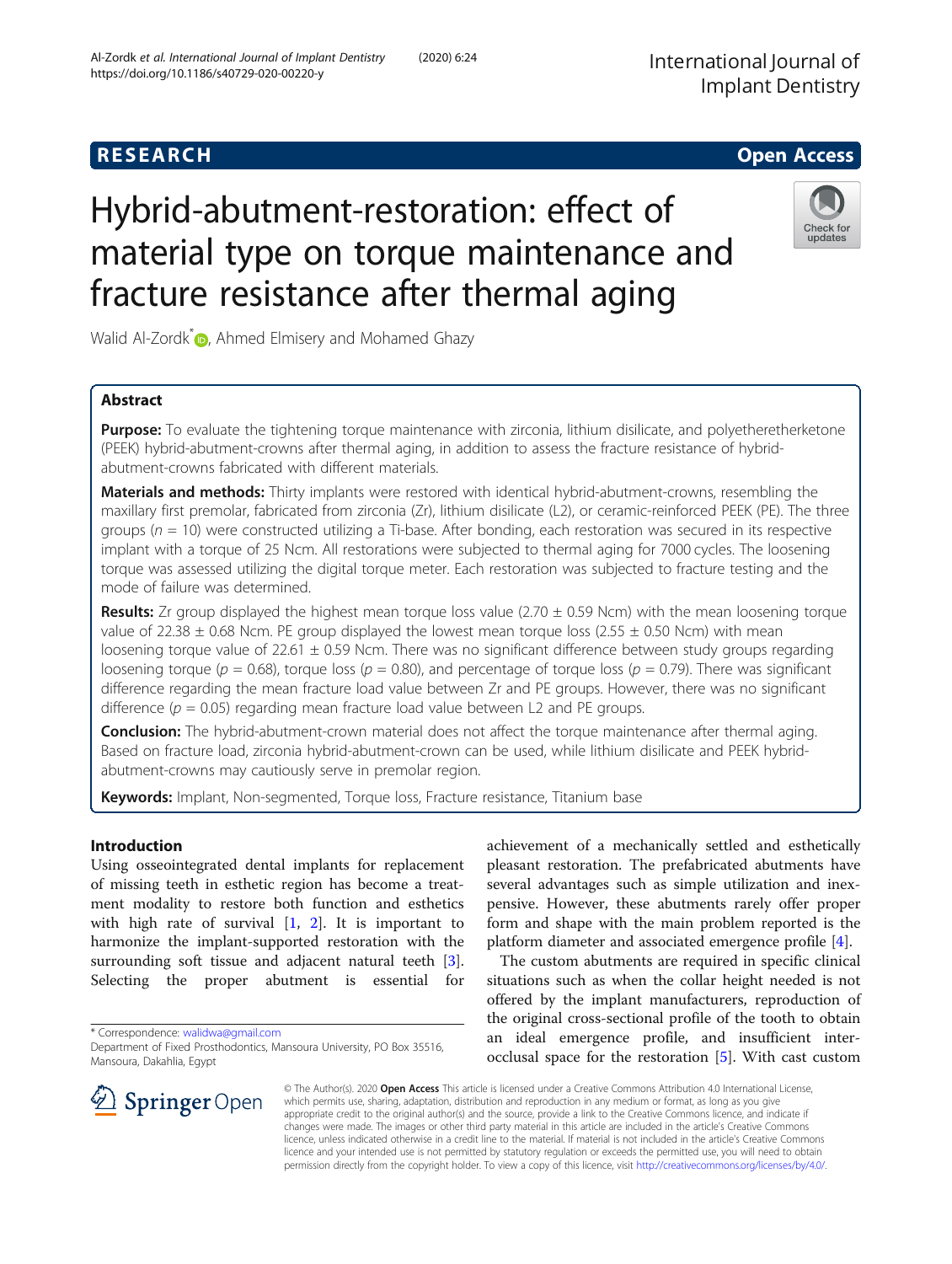RESEARCH Open Access

# Hybrid-abutment-restoration: effect of material type on torque maintenance and fracture resistance after thermal aging

Walid Al-Zordk*, Ahmed Elmisery and Mohamed Ghazy

## Abstract

**Purpose:** To evaluate the tightening torque maintenance with zirconia, lithium disilicate, and polyetheretherketone (PEEK) hybrid-abutment-crowns after thermal aging, in addition to assess the fracture resistance of hybrid-abutment-crowns fabricated with different materials.

**Materials and methods:** Thirty implants were restored with identical hybrid-abutment-crowns, resembling the maxillary first premolar, fabricated from zirconia (Zr), lithium disilicate (L2), or ceramic-reinforced PEEK (PE). The three groups ($n$ = 10) were constructed utilizing a Ti-base. After bonding, each restoration was secured in its respective implant with a torque of 25 Ncm. All restorations were subjected to thermal aging for 7000 cycles. The loosening torque was assessed utilizing the digital torque meter. Each restoration was subjected to fracture testing and the mode of failure was determined.

**Results:** Zr group displayed the highest mean torque loss value (2.70 ± 0.59 Ncm) with the mean loosening torque value of 22.38 ± 0.68 Ncm. PE group displayed the lowest mean torque loss (2.55 ± 0.50 Ncm) with mean loosening torque value of 22.61 ± 0.59 Ncm. There was no significant difference between study groups regarding loosening torque ($p$ = 0.68), torque loss ($p$ = 0.80), and percentage of torque loss ($p$ = 0.79). There was significant difference regarding the mean fracture load value between Zr and PE groups. However, there was no significant difference ($p$ = 0.05) regarding mean fracture load value between L2 and PE groups.

**Conclusion:** The hybrid-abutment-crown material does not affect the torque maintenance after thermal aging. Based on fracture load, zirconia hybrid-abutment-crown can be used, while lithium disilicate and PEEK hybrid-abutment-crowns may cautiously serve in premolar region.

**Keywords:** Implant, Non-segmented, Torque loss, Fracture resistance, Titanium base

## Introduction

Using osseointegrated dental implants for replacement of missing teeth in esthetic region has become a treatment modality to restore both function and esthetics with high rate of survival [1, 2]. It is important to harmonize the implant-supported restoration with the surrounding soft tissue and adjacent natural teeth [3]. Selecting the proper abutment is essential for achievement of a mechanically settled and esthetically pleasant restoration. The prefabricated abutments have several advantages such as simple utilization and inexpensive. However, these abutments rarely offer proper form and shape with the main problem reported is the platform diameter and associated emergence profile [4].

The custom abutments are required in specific clinical situations such as when the collar height needed is not offered by the implant manufacturers, reproduction of the original cross-sectional profile of the tooth to obtain an ideal emergence profile, and insufficient inter-occlusal space for the restoration [5]. With cast custom

\* Correspondence: walidwa@gmail.com
Department of Fixed Prosthodontics, Mansoura University, PO Box 35516, Mansoura, Dakahlia, Egypt

© The Author(s). 2020 **Open Access** This article is licensed under a Creative Commons Attribution 4.0 International License, which permits use, sharing, adaptation, distribution and reproduction in any medium or format, as long as you give appropriate credit to the original author(s) and the source, provide a link to the Creative Commons licence, and indicate if changes were made. The images or other third party material in this article are included in the article's Creative Commons licence, unless indicated otherwise in a credit line to the material. If material is not included in the article's Creative Commons licence and your intended use is not permitted by statutory regulation or exceeds the permitted use, you will need to obtain permission directly from the copyright holder. To view a copy of this licence, visit http://creativecommons.org/licenses/by/4.0/.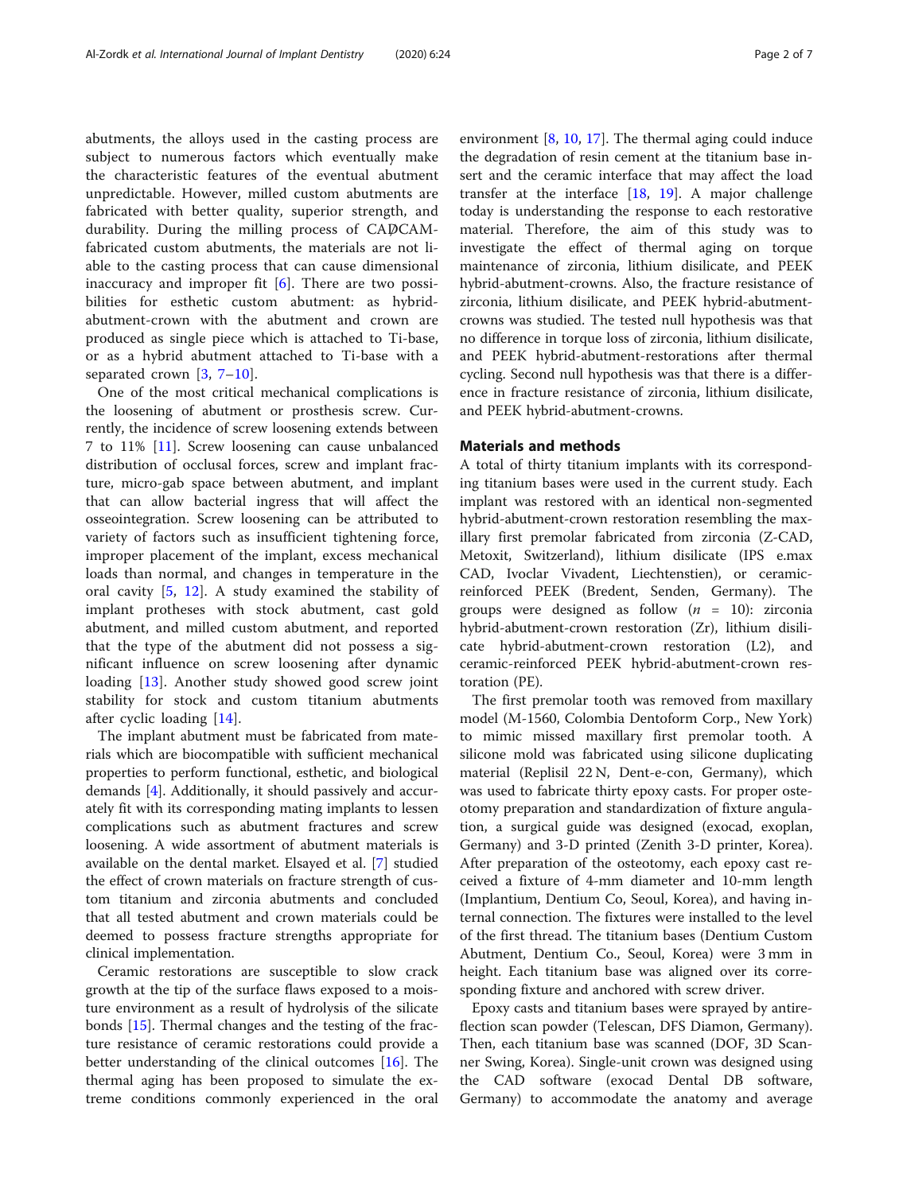abutments, the alloys used in the casting process are subject to numerous factors which eventually make the characteristic features of the eventual abutment unpredictable. However, milled custom abutments are fabricated with better quality, superior strength, and durability. During the milling process of CAD/CAM-fabricated custom abutments, the materials are not liable to the casting process that can cause dimensional inaccuracy and improper fit [6]. There are two possibilities for esthetic custom abutment: as hybrid-abutment-crown with the abutment and crown are produced as single piece which is attached to Ti-base, or as a hybrid abutment attached to Ti-base with a separated crown [3, 7–10].

One of the most critical mechanical complications is the loosening of abutment or prosthesis screw. Currently, the incidence of screw loosening extends between 7 to 11% [11]. Screw loosening can cause unbalanced distribution of occlusal forces, screw and implant fracture, micro-gab space between abutment, and implant that can allow bacterial ingress that will affect the osseointegration. Screw loosening can be attributed to variety of factors such as insufficient tightening force, improper placement of the implant, excess mechanical loads than normal, and changes in temperature in the oral cavity [5, 12]. A study examined the stability of implant protheses with stock abutment, cast gold abutment, and milled custom abutment, and reported that the type of the abutment did not possess a significant influence on screw loosening after dynamic loading [13]. Another study showed good screw joint stability for stock and custom titanium abutments after cyclic loading [14].

The implant abutment must be fabricated from materials which are biocompatible with sufficient mechanical properties to perform functional, esthetic, and biological demands [4]. Additionally, it should passively and accurately fit with its corresponding mating implants to lessen complications such as abutment fractures and screw loosening. A wide assortment of abutment materials is available on the dental market. Elsayed et al. [7] studied the effect of crown materials on fracture strength of custom titanium and zirconia abutments and concluded that all tested abutment and crown materials could be deemed to possess fracture strengths appropriate for clinical implementation.

Ceramic restorations are susceptible to slow crack growth at the tip of the surface flaws exposed to a moisture environment as a result of hydrolysis of the silicate bonds [15]. Thermal changes and the testing of the fracture resistance of ceramic restorations could provide a better understanding of the clinical outcomes [16]. The thermal aging has been proposed to simulate the extreme conditions commonly experienced in the oral environment [8, 10, 17]. The thermal aging could induce the degradation of resin cement at the titanium base insert and the ceramic interface that may affect the load transfer at the interface [18, 19]. A major challenge today is understanding the response to each restorative material. Therefore, the aim of this study was to investigate the effect of thermal aging on torque maintenance of zirconia, lithium disilicate, and PEEK hybrid-abutment-crowns. Also, the fracture resistance of zirconia, lithium disilicate, and PEEK hybrid-abutment-crowns was studied. The tested null hypothesis was that no difference in torque loss of zirconia, lithium disilicate, and PEEK hybrid-abutment-restorations after thermal cycling. Second null hypothesis was that there is a difference in fracture resistance of zirconia, lithium disilicate, and PEEK hybrid-abutment-crowns.

## Materials and methods

A total of thirty titanium implants with its corresponding titanium bases were used in the current study. Each implant was restored with an identical non-segmented hybrid-abutment-crown restoration resembling the maxillary first premolar fabricated from zirconia (Z-CAD, Metoxit, Switzerland), lithium disilicate (IPS e.max CAD, Ivoclar Vivadent, Liechtenstien), or ceramic-reinforced PEEK (Bredent, Senden, Germany). The groups were designed as follow ($n$ = 10): zirconia hybrid-abutment-crown restoration (Zr), lithium disilicate hybrid-abutment-crown restoration (L2), and ceramic-reinforced PEEK hybrid-abutment-crown restoration (PE).

The first premolar tooth was removed from maxillary model (M-1560, Colombia Dentoform Corp., New York) to mimic missed maxillary first premolar tooth. A silicone mold was fabricated using silicone duplicating material (Replisil 22 N, Dent-e-con, Germany), which was used to fabricate thirty epoxy casts. For proper osteotomy preparation and standardization of fixture angulation, a surgical guide was designed (exocad, exoplan, Germany) and 3-D printed (Zenith 3-D printer, Korea). After preparation of the osteotomy, each epoxy cast received a fixture of 4-mm diameter and 10-mm length (Implantium, Dentium Co, Seoul, Korea), and having internal connection. The fixtures were installed to the level of the first thread. The titanium bases (Dentium Custom Abutment, Dentium Co., Seoul, Korea) were 3 mm in height. Each titanium base was aligned over its corresponding fixture and anchored with screw driver.

Epoxy casts and titanium bases were sprayed by antireflection scan powder (Telescan, DFS Diamon, Germany). Then, each titanium base was scanned (DOF, 3D Scanner Swing, Korea). Single-unit crown was designed using the CAD software (exocad Dental DB software, Germany) to accommodate the anatomy and average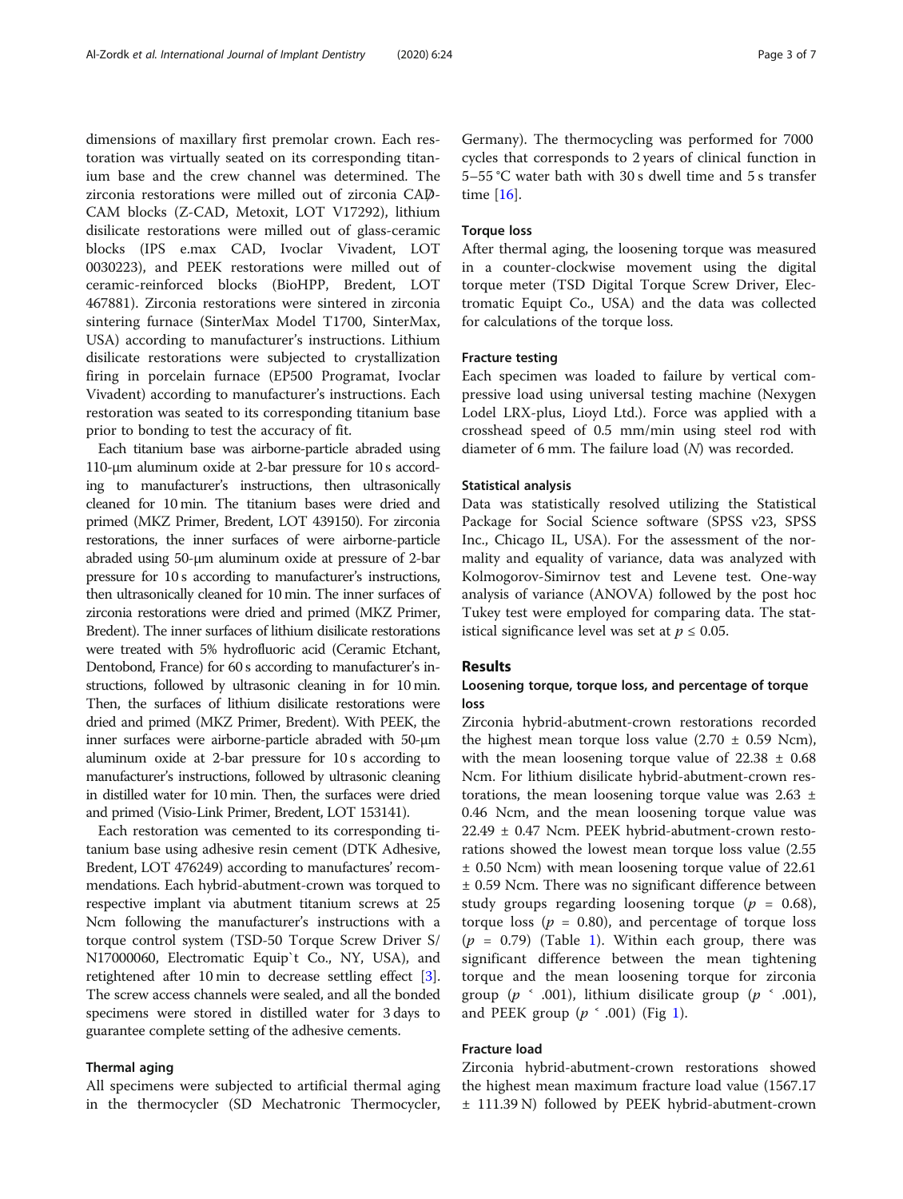dimensions of maxillary first premolar crown. Each restoration was virtually seated on its corresponding titanium base and the crew channel was determined. The zirconia restorations were milled out of zirconia CAD-CAM blocks (Z-CAD, Metoxit, LOT V17292), lithium disilicate restorations were milled out of glass-ceramic blocks (IPS e.max CAD, Ivoclar Vivadent, LOT 0030223), and PEEK restorations were milled out of ceramic-reinforced blocks (BioHPP, Bredent, LOT 467881). Zirconia restorations were sintered in zirconia sintering furnace (SinterMax Model T1700, SinterMax, USA) according to manufacturer's instructions. Lithium disilicate restorations were subjected to crystallization firing in porcelain furnace (EP500 Programat, Ivoclar Vivadent) according to manufacturer's instructions. Each restoration was seated to its corresponding titanium base prior to bonding to test the accuracy of fit.

Each titanium base was airborne-particle abraded using 110-μm aluminum oxide at 2-bar pressure for 10 s according to manufacturer's instructions, then ultrasonically cleaned for 10 min. The titanium bases were dried and primed (MKZ Primer, Bredent, LOT 439150). For zirconia restorations, the inner surfaces of were airborne-particle abraded using 50-μm aluminum oxide at pressure of 2-bar pressure for 10 s according to manufacturer's instructions, then ultrasonically cleaned for 10 min. The inner surfaces of zirconia restorations were dried and primed (MKZ Primer, Bredent). The inner surfaces of lithium disilicate restorations were treated with 5% hydrofluoric acid (Ceramic Etchant, Dentobond, France) for 60 s according to manufacturer's instructions, followed by ultrasonic cleaning in for 10 min. Then, the surfaces of lithium disilicate restorations were dried and primed (MKZ Primer, Bredent). With PEEK, the inner surfaces were airborne-particle abraded with 50-μm aluminum oxide at 2-bar pressure for 10 s according to manufacturer's instructions, followed by ultrasonic cleaning in distilled water for 10 min. Then, the surfaces were dried and primed (Visio-Link Primer, Bredent, LOT 153141).

Each restoration was cemented to its corresponding titanium base using adhesive resin cement (DTK Adhesive, Bredent, LOT 476249) according to manufactures' recommendations. Each hybrid-abutment-crown was torqued to respective implant via abutment titanium screws at 25 Ncm following the manufacturer's instructions with a torque control system (TSD-50 Torque Screw Driver S/N17000060, Electromatic Equip`t Co., NY, USA), and retightened after 10 min to decrease settling effect [3]. The screw access channels were sealed, and all the bonded specimens were stored in distilled water for 3 days to guarantee complete setting of the adhesive cements.

### Thermal aging

All specimens were subjected to artificial thermal aging in the thermocycler (SD Mechatronic Thermocycler, Germany). The thermocycling was performed for 7000 cycles that corresponds to 2 years of clinical function in 5–55 °C water bath with 30 s dwell time and 5 s transfer time [16].

### Torque loss

After thermal aging, the loosening torque was measured in a counter-clockwise movement using the digital torque meter (TSD Digital Torque Screw Driver, Electromatic Equipt Co., USA) and the data was collected for calculations of the torque loss.

### Fracture testing

Each specimen was loaded to failure by vertical compressive load using universal testing machine (Nexygen Lodel LRX-plus, Lioyd Ltd.). Force was applied with a crosshead speed of 0.5 mm/min using steel rod with diameter of 6 mm. The failure load (*N*) was recorded.

### Statistical analysis

Data was statistically resolved utilizing the Statistical Package for Social Science software (SPSS v23, SPSS Inc., Chicago IL, USA). For the assessment of the normality and equality of variance, data was analyzed with Kolmogorov-Simirnov test and Levene test. One-way analysis of variance (ANOVA) followed by the post hoc Tukey test were employed for comparing data. The statistical significance level was set at $p \leq 0.05$.

## Results

### Loosening torque, torque loss, and percentage of torque loss

Zirconia hybrid-abutment-crown restorations recorded the highest mean torque loss value (2.70 ± 0.59 Ncm), with the mean loosening torque value of 22.38 ± 0.68 Ncm. For lithium disilicate hybrid-abutment-crown restorations, the mean loosening torque value was 2.63 ± 0.46 Ncm, and the mean loosening torque value was 22.49 ± 0.47 Ncm. PEEK hybrid-abutment-crown restorations showed the lowest mean torque loss value (2.55 ± 0.50 Ncm) with mean loosening torque value of 22.61 ± 0.59 Ncm. There was no significant difference between study groups regarding loosening torque ($p = 0.68$), torque loss ($p = 0.80$), and percentage of torque loss ($p = 0.79$) (Table 1). Within each group, there was significant difference between the mean tightening torque and the mean loosening torque for zirconia group ($p < .001$), lithium disilicate group ($p < .001$), and PEEK group ($p < .001$) (Fig 1).

### Fracture load

Zirconia hybrid-abutment-crown restorations showed the highest mean maximum fracture load value (1567.17 ± 111.39 N) followed by PEEK hybrid-abutment-crown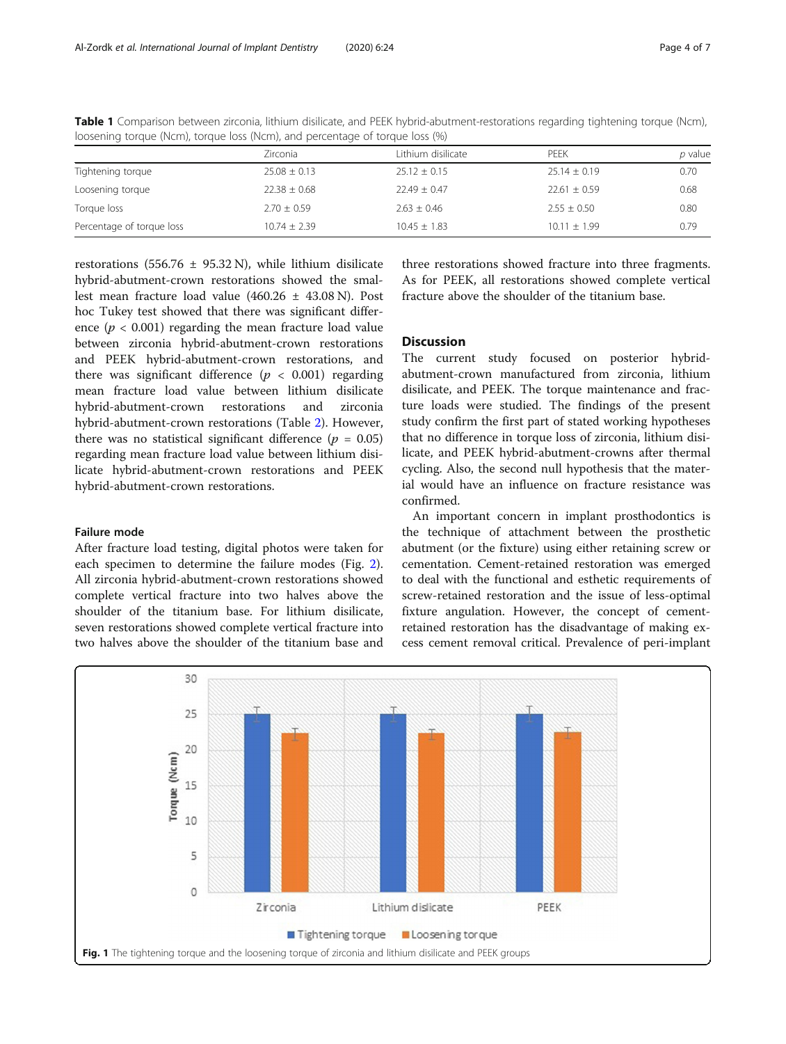**Table 1** Comparison between zirconia, lithium disilicate, and PEEK hybrid-abutment-restorations regarding tightening torque (Ncm), loosening torque (Ncm), torque loss (Ncm), and percentage of torque loss (%)

| | Zirconia | Lithium disilicate | PEEK | *p* value |
|---|---|---|---|---|
| Tightening torque | 25.08 ± 0.13 | 25.12 ± 0.15 | 25.14 ± 0.19 | 0.70 |
| Loosening torque | 22.38 ± 0.68 | 22.49 ± 0.47 | 22.61 ± 0.59 | 0.68 |
| Torque loss | 2.70 ± 0.59 | 2.63 ± 0.46 | 2.55 ± 0.50 | 0.80 |
| Percentage of torque loss | 10.74 ± 2.39 | 10.45 ± 1.83 | 10.11 ± 1.99 | 0.79 |

restorations (556.76 ± 95.32 N), while lithium disilicate hybrid-abutment-crown restorations showed the smallest mean fracture load value (460.26 ± 43.08 N). Post hoc Tukey test showed that there was significant difference ($p < 0.001$) regarding the mean fracture load value between zirconia hybrid-abutment-crown restorations and PEEK hybrid-abutment-crown restorations, and there was significant difference ($p < 0.001$) regarding mean fracture load value between lithium disilicate hybrid-abutment-crown restorations and zirconia hybrid-abutment-crown restorations (Table 2). However, there was no statistical significant difference ($p = 0.05$) regarding mean fracture load value between lithium disilicate hybrid-abutment-crown restorations and PEEK hybrid-abutment-crown restorations.

### Failure mode

After fracture load testing, digital photos were taken for each specimen to determine the failure modes (Fig. 2). All zirconia hybrid-abutment-crown restorations showed complete vertical fracture into two halves above the shoulder of the titanium base. For lithium disilicate, seven restorations showed complete vertical fracture into two halves above the shoulder of the titanium base and three restorations showed fracture into three fragments. As for PEEK, all restorations showed complete vertical fracture above the shoulder of the titanium base.

## Discussion

The current study focused on posterior hybrid-abutment-crown manufactured from zirconia, lithium disilicate, and PEEK. The torque maintenance and fracture loads were studied. The findings of the present study confirm the first part of stated working hypotheses that no difference in torque loss of zirconia, lithium disilicate, and PEEK hybrid-abutment-crowns after thermal cycling. Also, the second null hypothesis that the material would have an influence on fracture resistance was confirmed.

An important concern in implant prosthodontics is the technique of attachment between the prosthetic abutment (or the fixture) using either retaining screw or cementation. Cement-retained restoration was emerged to deal with the functional and esthetic requirements of screw-retained restoration and the issue of less-optimal fixture angulation. However, the concept of cement-retained restoration has the disadvantage of making excess cement removal critical. Prevalence of peri-implant

**Fig. 1** The tightening torque and the loosening torque of zirconia and lithium disilicate and PEEK groups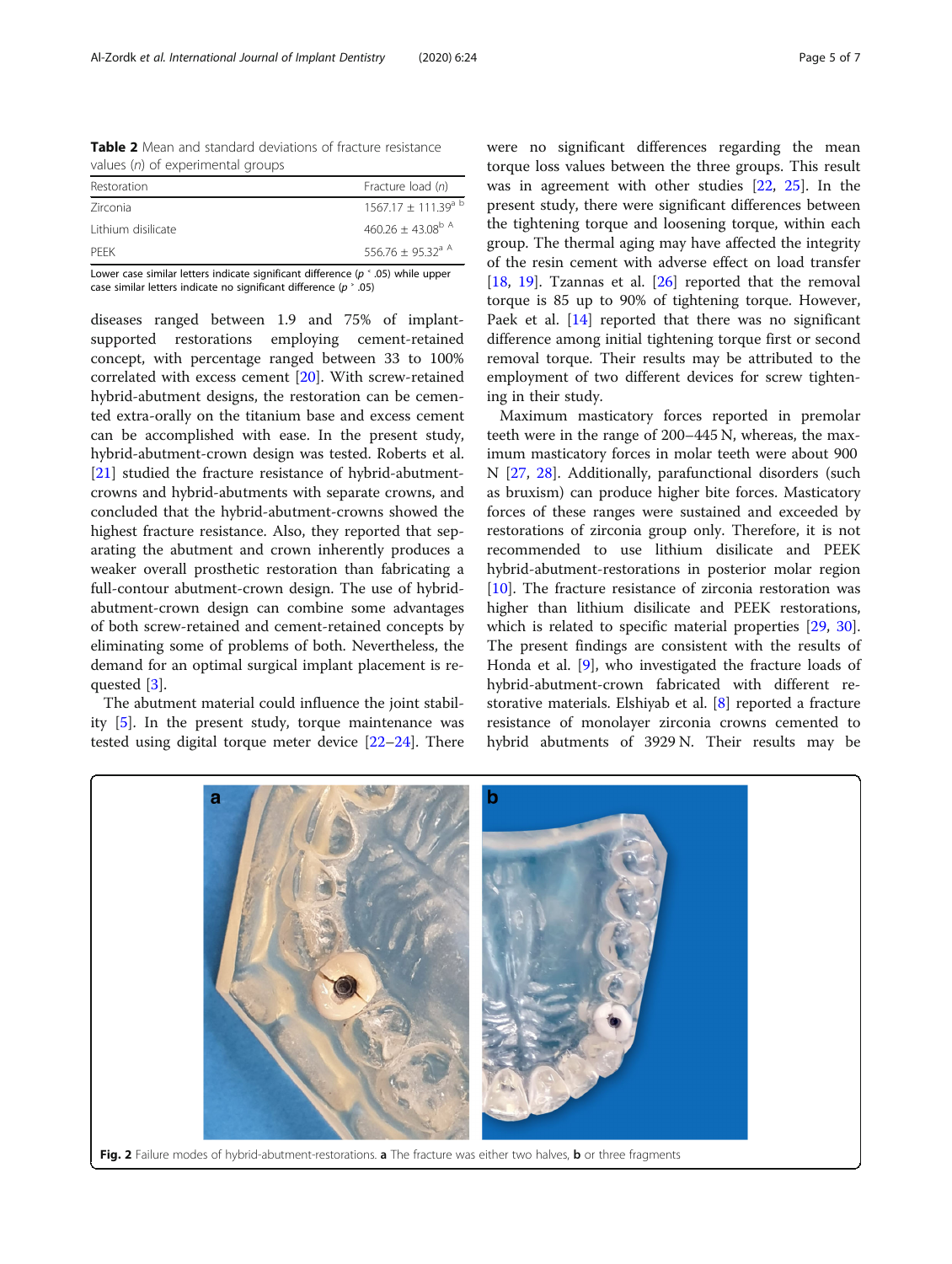**Table 2** Mean and standard deviations of fracture resistance values (n) of experimental groups

| Restoration | Fracture load (n) |
| --- | --- |
| Zirconia | 1567.17 ± 111.39[a b] |
| Lithium disilicate | 460.26 ± 43.08[b A] |
| PEEK | 556.76 ± 95.32[a A] |

Lower case similar letters indicate significant difference ($p$ ˂ .05) while upper case similar letters indicate no significant difference ($p$ ˃ .05)

diseases ranged between 1.9 and 75% of implant-supported restorations employing cement-retained concept, with percentage ranged between 33 to 100% correlated with excess cement [20]. With screw-retained hybrid-abutment designs, the restoration can be cemented extra-orally on the titanium base and excess cement can be accomplished with ease. In the present study, hybrid-abutment-crown design was tested. Roberts et al. [21] studied the fracture resistance of hybrid-abutment-crowns and hybrid-abutments with separate crowns, and concluded that the hybrid-abutment-crowns showed the highest fracture resistance. Also, they reported that separating the abutment and crown inherently produces a weaker overall prosthetic restoration than fabricating a full-contour abutment-crown design. The use of hybrid-abutment-crown design can combine some advantages of both screw-retained and cement-retained concepts by eliminating some of problems of both. Nevertheless, the demand for an optimal surgical implant placement is requested [3].

The abutment material could influence the joint stability [5]. In the present study, torque maintenance was tested using digital torque meter device [22–24]. There were no significant differences regarding the mean torque loss values between the three groups. This result was in agreement with other studies [22, 25]. In the present study, there were significant differences between the tightening torque and loosening torque, within each group. The thermal aging may have affected the integrity of the resin cement with adverse effect on load transfer [18, 19]. Tzannas et al. [26] reported that the removal torque is 85 up to 90% of tightening torque. However, Paek et al. [14] reported that there was no significant difference among initial tightening torque first or second removal torque. Their results may be attributed to the employment of two different devices for screw tightening in their study.

Maximum masticatory forces reported in premolar teeth were in the range of 200–445 N, whereas, the maximum masticatory forces in molar teeth were about 900 N [27, 28]. Additionally, parafunctional disorders (such as bruxism) can produce higher bite forces. Masticatory forces of these ranges were sustained and exceeded by restorations of zirconia group only. Therefore, it is not recommended to use lithium disilicate and PEEK hybrid-abutment-restorations in posterior molar region [10]. The fracture resistance of zirconia restoration was higher than lithium disilicate and PEEK restorations, which is related to specific material properties [29, 30]. The present findings are consistent with the results of Honda et al. [9], who investigated the fracture loads of hybrid-abutment-crown fabricated with different restorative materials. Elshiyab et al. [8] reported a fracture resistance of monolayer zirconia crowns cemented to hybrid abutments of 3929 N. Their results may be

**Fig. 2** Failure modes of hybrid-abutment-restorations. **a** The fracture was either two halves, **b** or three fragments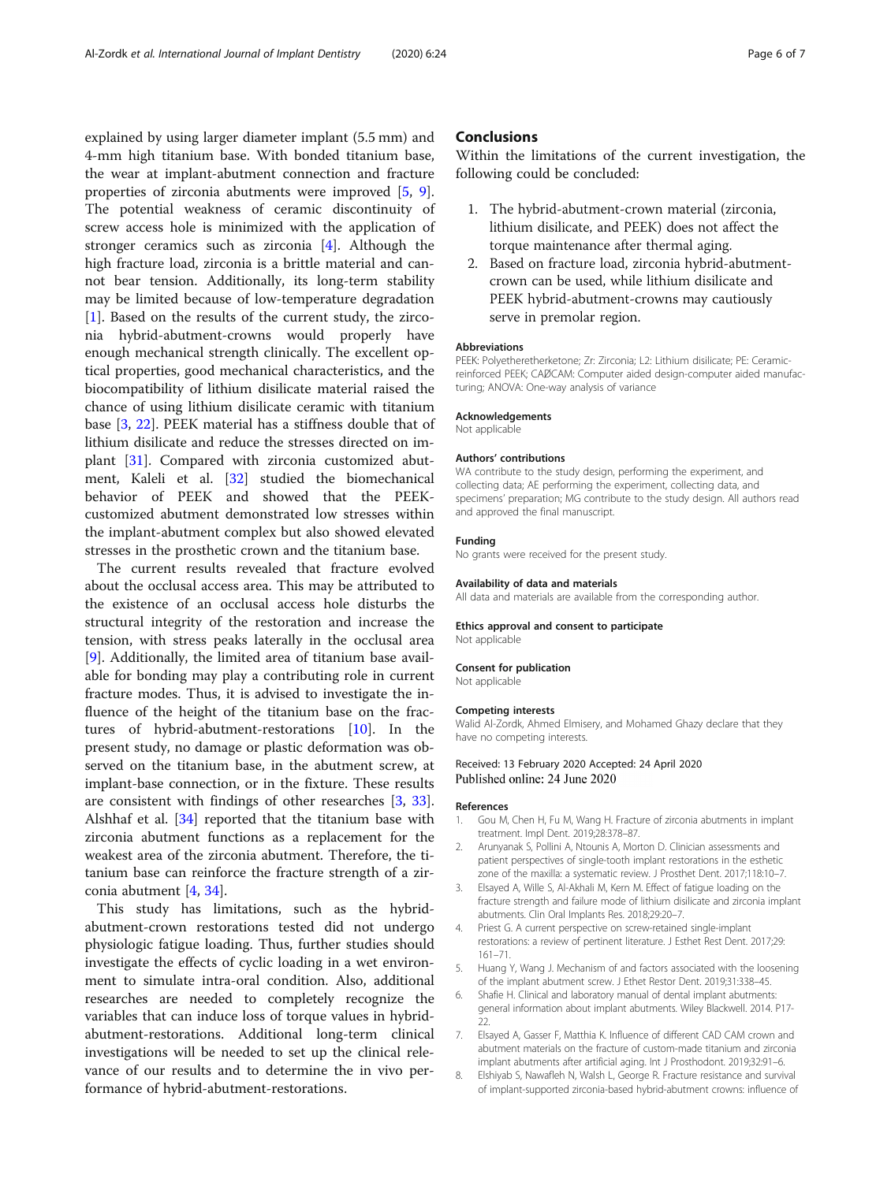explained by using larger diameter implant (5.5 mm) and 4-mm high titanium base. With bonded titanium base, the wear at implant-abutment connection and fracture properties of zirconia abutments were improved [5, 9]. The potential weakness of ceramic discontinuity of screw access hole is minimized with the application of stronger ceramics such as zirconia [4]. Although the high fracture load, zirconia is a brittle material and cannot bear tension. Additionally, its long-term stability may be limited because of low-temperature degradation [1]. Based on the results of the current study, the zirconia hybrid-abutment-crowns would properly have enough mechanical strength clinically. The excellent optical properties, good mechanical characteristics, and the biocompatibility of lithium disilicate material raised the chance of using lithium disilicate ceramic with titanium base [3, 22]. PEEK material has a stiffness double that of lithium disilicate and reduce the stresses directed on implant [31]. Compared with zirconia customized abutment, Kaleli et al. [32] studied the biomechanical behavior of PEEK and showed that the PEEK-customized abutment demonstrated low stresses within the implant-abutment complex but also showed elevated stresses in the prosthetic crown and the titanium base.

The current results revealed that fracture evolved about the occlusal access area. This may be attributed to the existence of an occlusal access hole disturbs the structural integrity of the restoration and increase the tension, with stress peaks laterally in the occlusal area [9]. Additionally, the limited area of titanium base available for bonding may play a contributing role in current fracture modes. Thus, it is advised to investigate the influence of the height of the titanium base on the fractures of hybrid-abutment-restorations [10]. In the present study, no damage or plastic deformation was observed on the titanium base, in the abutment screw, at implant-base connection, or in the fixture. These results are consistent with findings of other researches [3, 33]. Alshhaf et al. [34] reported that the titanium base with zirconia abutment functions as a replacement for the weakest area of the zirconia abutment. Therefore, the titanium base can reinforce the fracture strength of a zirconia abutment [4, 34].

This study has limitations, such as the hybrid-abutment-crown restorations tested did not undergo physiologic fatigue loading. Thus, further studies should investigate the effects of cyclic loading in a wet environment to simulate intra-oral condition. Also, additional researches are needed to completely recognize the variables that can induce loss of torque values in hybrid-abutment-restorations. Additional long-term clinical investigations will be needed to set up the clinical relevance of our results and to determine the in vivo performance of hybrid-abutment-restorations.

## Conclusions

Within the limitations of the current investigation, the following could be concluded:

1. The hybrid-abutment-crown material (zirconia, lithium disilicate, and PEEK) does not affect the torque maintenance after thermal aging.
2. Based on fracture load, zirconia hybrid-abutment-crown can be used, while lithium disilicate and PEEK hybrid-abutment-crowns may cautiously serve in premolar region.

### Abbreviations

PEEK: Polyetheretherketone; Zr: Zirconia; L2: Lithium disilicate; PE: Ceramic-reinforced PEEK; CAD/CAM: Computer aided design-computer aided manufacturing; ANOVA: One-way analysis of variance

### Acknowledgements

Not applicable

### Authors' contributions

WA contribute to the study design, performing the experiment, and collecting data; AE performing the experiment, collecting data, and specimens' preparation; MG contribute to the study design. All authors read and approved the final manuscript.

### Funding

No grants were received for the present study.

### Availability of data and materials

All data and materials are available from the corresponding author.

### Ethics approval and consent to participate

Not applicable

### Consent for publication

Not applicable

### Competing interests

Walid Al-Zordk, Ahmed Elmisery, and Mohamed Ghazy declare that they have no competing interests.

Received: 13 February 2020 Accepted: 24 April 2020
Published online: 24 June 2020

### References

1. Gou M, Chen H, Fu M, Wang H. Fracture of zirconia abutments in implant treatment. Impl Dent. 2019;28:378–87.
2. Arunyanak S, Pollini A, Ntounis A, Morton D. Clinician assessments and patient perspectives of single-tooth implant restorations in the esthetic zone of the maxilla: a systematic review. J Prosthet Dent. 2017;118:10–7.
3. Elsayed A, Wille S, Al-Akhali M, Kern M. Effect of fatigue loading on the fracture strength and failure mode of lithium disilicate and zirconia implant abutments. Clin Oral Implants Res. 2018;29:20–7.
4. Priest G. A current perspective on screw-retained single-implant restorations: a review of pertinent literature. J Esthet Rest Dent. 2017;29:161–71.
5. Huang Y, Wang J. Mechanism of and factors associated with the loosening of the implant abutment screw. J Ethet Restor Dent. 2019;31:338–45.
6. Shafie H. Clinical and laboratory manual of dental implant abutments: general information about implant abutments. Wiley Blackwell. 2014. P17-22.
7. Elsayed A, Gasser F, Matthia K. Influence of different CAD CAM crown and abutment materials on the fracture of custom-made titanium and zirconia implant abutments after artificial aging. Int J Prosthodont. 2019;32:91–6.
8. Elshiyab S, Nawafleh N, Walsh L, George R. Fracture resistance and survival of implant-supported zirconia-based hybrid-abutment crowns: influence of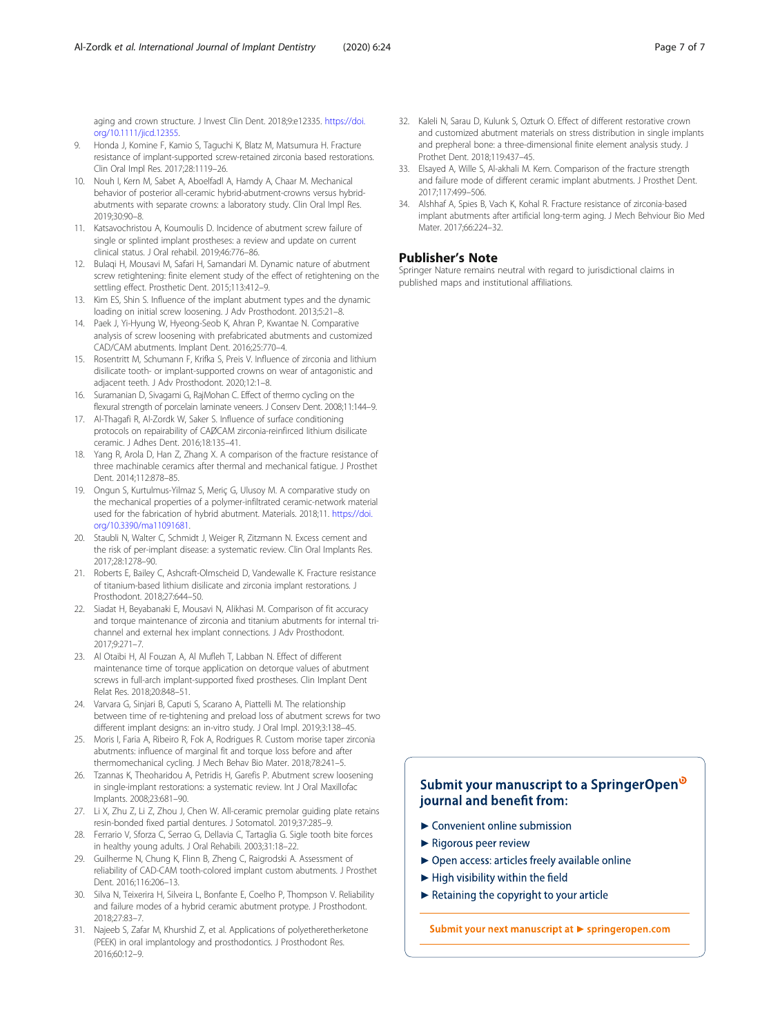aging and crown structure. J Invest Clin Dent. 2018;9:e12335. https://doi.org/10.1111/jicd.12355.

9. Honda J, Komine F, Kamio S, Taguchi K, Blatz M, Matsumura H. Fracture resistance of implant-supported screw-retained zirconia based restorations. Clin Oral Impl Res. 2017;28:1119–26.
10. Nouh I, Kern M, Sabet A, Aboelfadl A, Hamdy A, Chaar M. Mechanical behavior of posterior all-ceramic hybrid-abutment-crowns versus hybrid-abutments with separate crowns: a laboratory study. Clin Oral Impl Res. 2019;30:90–8.
11. Katsavochristou A, Koumoulis D. Incidence of abutment screw failure of single or splinted implant prostheses: a review and update on current clinical status. J Oral rehabil. 2019;46:776–86.
12. Bulaqi H, Mousavi M, Safari H, Samandari M. Dynamic nature of abutment screw retightening: finite element study of the effect of retightening on the settling effect. Prosthetic Dent. 2015;113:412–9.
13. Kim ES, Shin S. Influence of the implant abutment types and the dynamic loading on initial screw loosening. J Adv Prosthodont. 2013;5:21–8.
14. Paek J, Yi-Hyung W, Hyeong-Seob K, Ahran P, Kwantae N. Comparative analysis of screw loosening with prefabricated abutments and customized CAD/CAM abutments. Implant Dent. 2016;25:770–4.
15. Rosentritt M, Schumann F, Krifka S, Preis V. Influence of zirconia and lithium disilicate tooth- or implant-supported crowns on wear of antagonistic and adjacent teeth. J Adv Prosthodont. 2020;12:1–8.
16. Suramanian D, Sivagami G, RajMohan C. Effect of thermo cycling on the flexural strength of porcelain laminate veneers. J Conserv Dent. 2008;11:144–9.
17. Al-Thagafi R, Al-Zordk W, Saker S. Influence of surface conditioning protocols on repairability of CAD̸CAM zirconia-reinfirced lithium disilicate ceramic. J Adhes Dent. 2016;18:135–41.
18. Yang R, Arola D, Han Z, Zhang X. A comparison of the fracture resistance of three machinable ceramics after thermal and mechanical fatigue. J Prosthet Dent. 2014;112:878–85.
19. Ongun S, Kurtulmus-Yilmaz S, Meriç G, Ulusoy M. A comparative study on the mechanical properties of a polymer-infiltrated ceramic-network material used for the fabrication of hybrid abutment. Materials. 2018;11. https://doi.org/10.3390/ma11091681.
20. Staubli N, Walter C, Schmidt J, Weiger R, Zitzmann N. Excess cement and the risk of per-implant disease: a systematic review. Clin Oral Implants Res. 2017;28:1278–90.
21. Roberts E, Bailey C, Ashcraft-Olmscheid D, Vandewalle K. Fracture resistance of titanium-based lithium disilicate and zirconia implant restorations. J Prosthodont. 2018;27:644–50.
22. Siadat H, Beyabanaki E, Mousavi N, Alikhasi M. Comparison of fit accuracy and torque maintenance of zirconia and titanium abutments for internal tri-channel and external hex implant connections. J Adv Prosthodont. 2017;9:271–7.
23. Al Otaibi H, Al Fouzan A, Al Mufleh T, Labban N. Effect of different maintenance time of torque application on detorque values of abutment screws in full-arch implant-supported fixed prostheses. Clin Implant Dent Relat Res. 2018;20:848–51.
24. Varvara G, Sinjari B, Caputi S, Scarano A, Piattelli M. The relationship between time of re-tightening and preload loss of abutment screws for two different implant designs: an in-vitro study. J Oral Impl. 2019;3:138–45.
25. Moris I, Faria A, Ribeiro R, Fok A, Rodrigues R. Custom morise taper zirconia abutments: influence of marginal fit and torque loss before and after thermomechanical cycling. J Mech Behav Bio Mater. 2018;78:241–5.
26. Tzannas K, Theoharidou A, Petridis H, Garefis P. Abutment screw loosening in single-implant restorations: a systematic review. Int J Oral Maxillofac Implants. 2008;23:681–90.
27. Li X, Zhu Z, Li Z, Zhou J, Chen W. All-ceramic premolar guiding plate retains resin-bonded fixed partial dentures. J Sotomatol. 2019;37:285–9.
28. Ferrario V, Sforza C, Serrao G, Dellavia C, Tartaglia G. Sigle tooth bite forces in healthy young adults. J Oral Rehabil. 2003;31:18–22.
29. Guilherme N, Chung K, Flinn B, Zheng C, Raigrodski A. Assessment of reliability of CAD-CAM tooth-colored implant custom abutments. J Prosthet Dent. 2016;116:206–13.
30. Silva N, Teixerira H, Silveira L, Bonfante E, Coelho P, Thompson V. Reliability and failure modes of a hybrid ceramic abutment protype. J Prosthodont. 2018;27:83–7.
31. Najeeb S, Zafar M, Khurshid Z, et al. Applications of polyetheretherketone (PEEK) in oral implantology and prosthodontics. J Prosthodont Res. 2016;60:12–9.
32. Kaleli N, Sarau D, Kulunk S, Ozturk O. Effect of different restorative crown and customized abutment materials on stress distribution in single implants and prepheral bone: a three-dimensional finite element analysis study. J Prothet Dent. 2018;119:437–45.
33. Elsayed A, Wille S, Al-akhali M. Kern. Comparison of the fracture strength and failure mode of different ceramic implant abutments. J Prosthet Dent. 2017;117:499–506.
34. Alshhaf A, Spies B, Vach K, Kohal R. Fracture resistance of zirconia-based implant abutments after artificial long-term aging. J Mech Behviour Bio Med Mater. 2017;66:224–32.

## Publisher's Note

Springer Nature remains neutral with regard to jurisdictional claims in published maps and institutional affiliations.

**Submit your manuscript to a SpringerOpen journal and benefit from:**

- ► Convenient online submission
- ► Rigorous peer review
- ► Open access: articles freely available online
- ► High visibility within the field
- ► Retaining the copyright to your article

**Submit your next manuscript at ► springeropen.com**